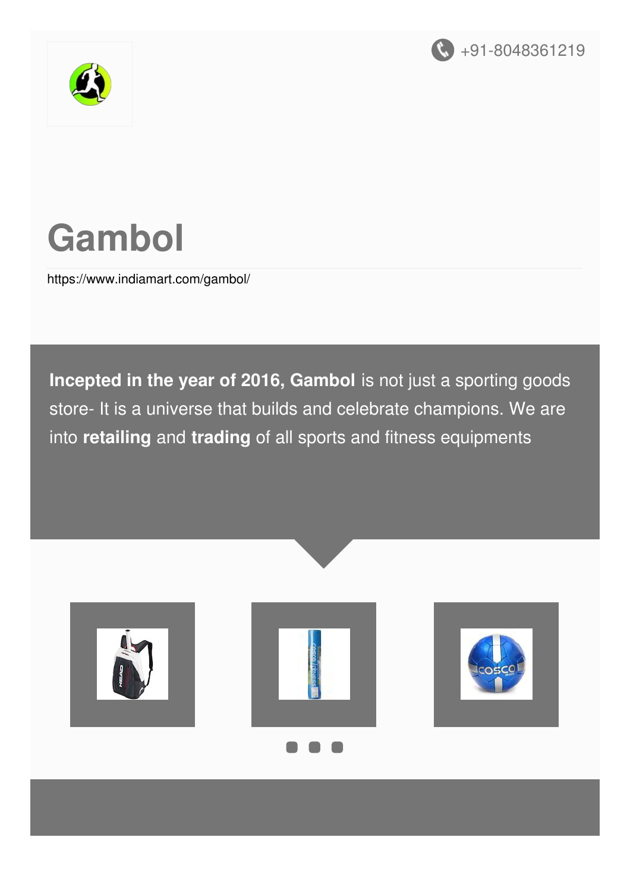+91-8048361219

# Gambol

https://www.indiamart.com/gambol/

**Incepted in the year of 2016, Gambol** is not just a sporting goods store- It is a universe that builds and celebrate champions. We are into **retailing** and **trading** of all sports and fitness equipments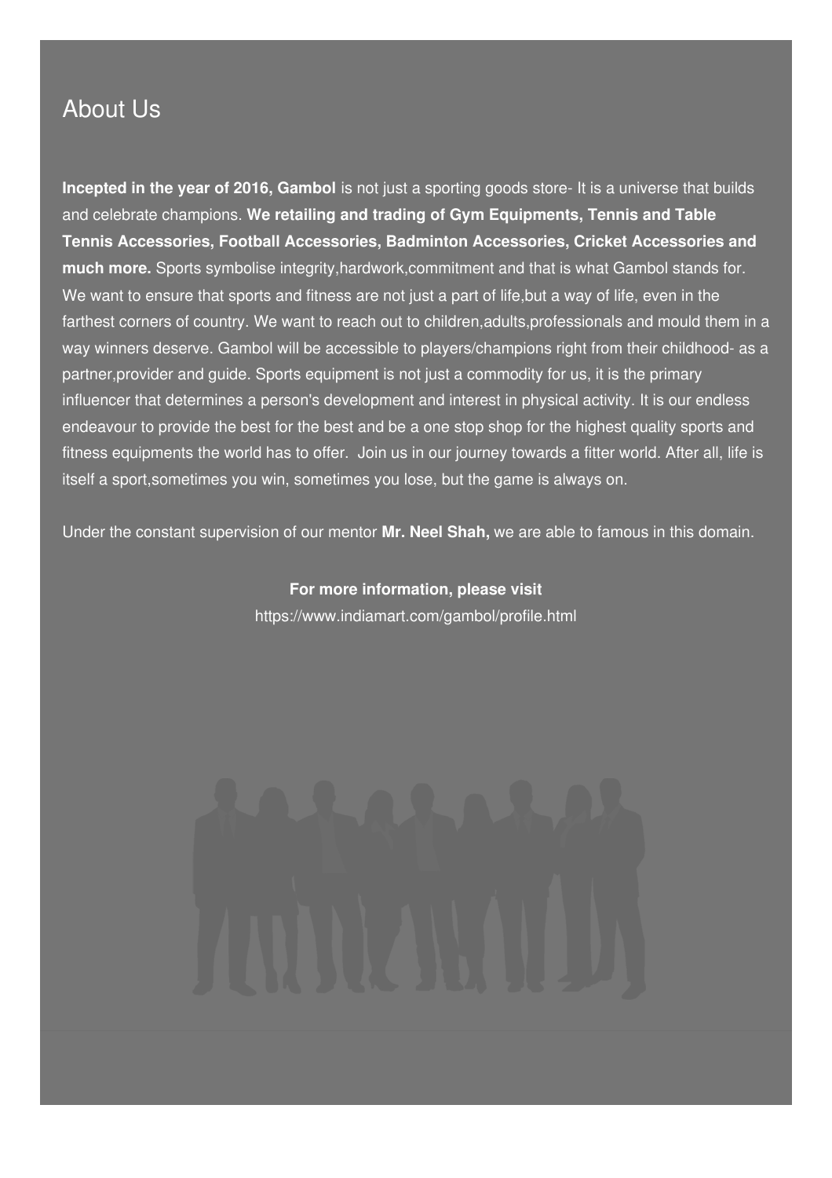# About Us

**Incepted in the year of 2016, Gambol** is not just a sporting goods store- It is a universe that builds and celebrate champions. **We retailing and trading of Gym Equipments, Tennis and Table Tennis Accessories, Football Accessories, Badminton Accessories, Cricket Accessories and much more.** Sports symbolise integrity,hardwork,commitment and that is what Gambol stands for. We want to ensure that sports and fitness are not just a part of life,but a way of life, even in the farthest corners of country. We want to reach out to children,adults,professionals and mould them in a way winners deserve. Gambol will be accessible to players/champions right from their childhood- as a partner,provider and guide. Sports equipment is not just a commodity for us, it is the primary influencer that determines a person's development and interest in physical activity. It is our endless endeavour to provide the best for the best and be a one stop shop for the highest quality sports and fitness equipments the world has to offer. Join us in our journey towards a fitter world. After all, life is itself a sport,sometimes you win, sometimes you lose, but the game is always on.

Under the constant supervision of our mentor **Mr. Neel Shah,** we are able to famous in this domain.

**For more information, please visit**
https://www.indiamart.com/gambol/profile.html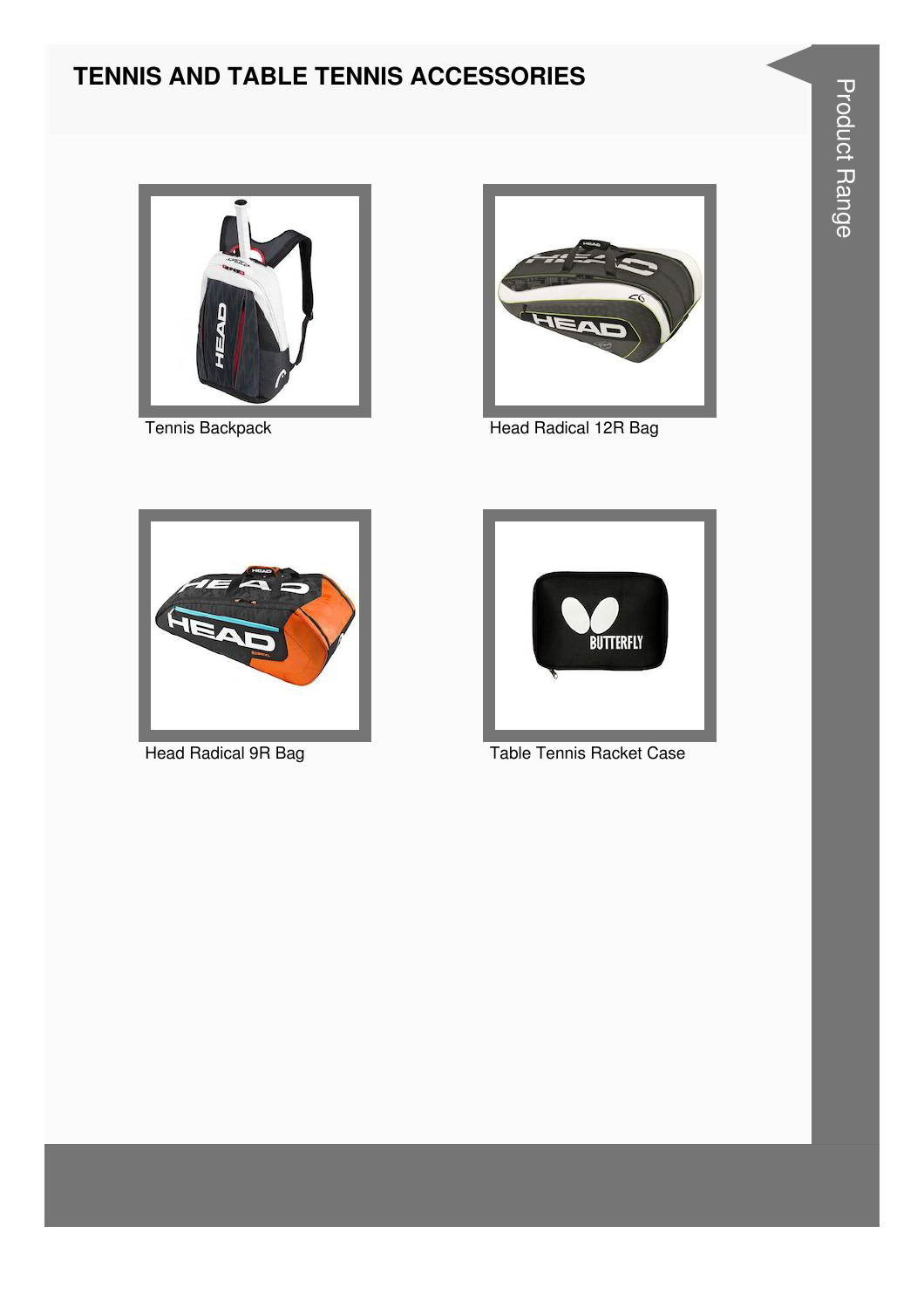# TENNIS AND TABLE TENNIS ACCESSORIES

Tennis Backpack

Head Radical 12R Bag

Head Radical 9R Bag

Table Tennis Racket Case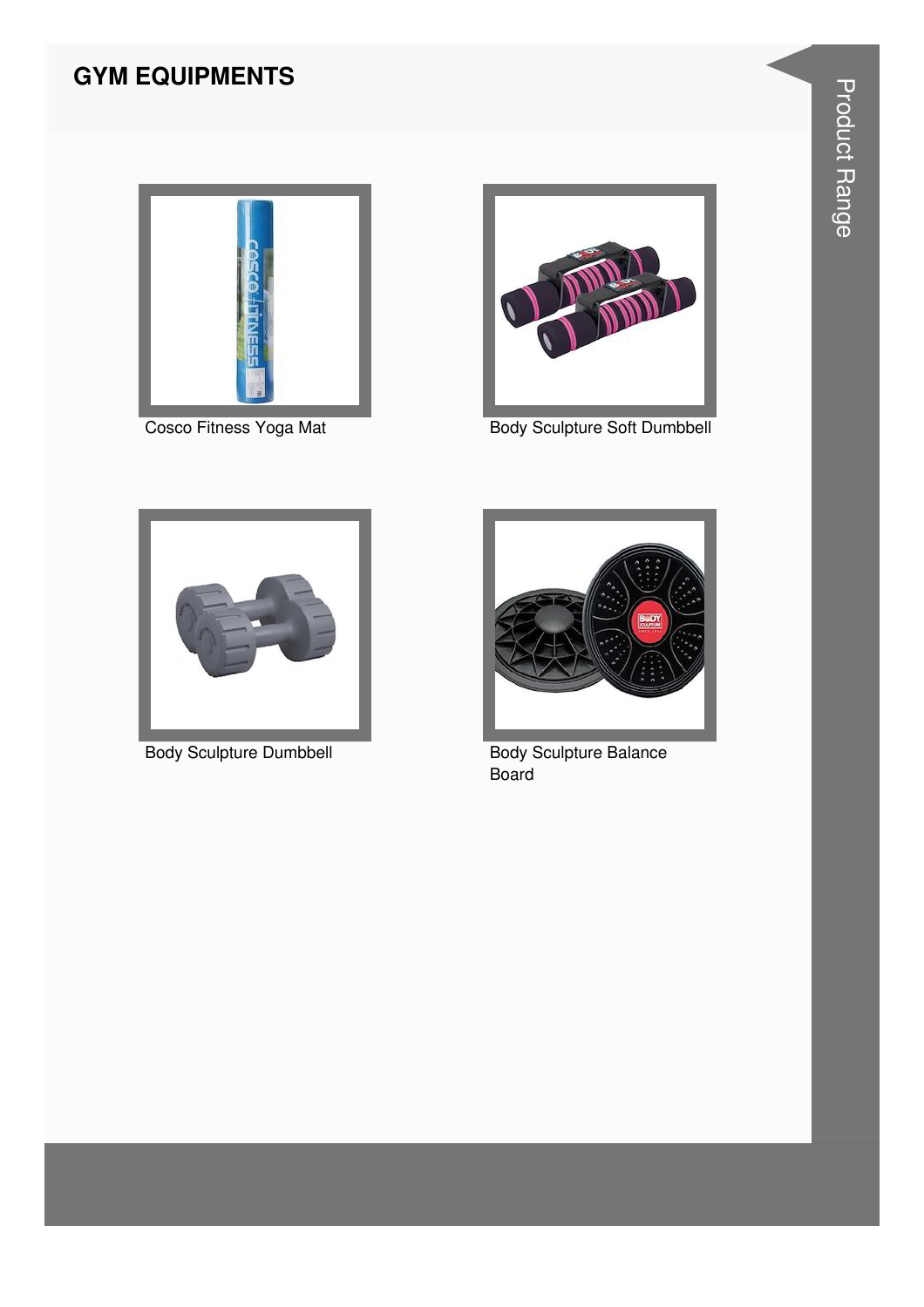## GYM EQUIPMENTS

Cosco Fitness Yoga Mat

Body Sculpture Soft Dumbbell

Body Sculpture Dumbbell

Body Sculpture Balance Board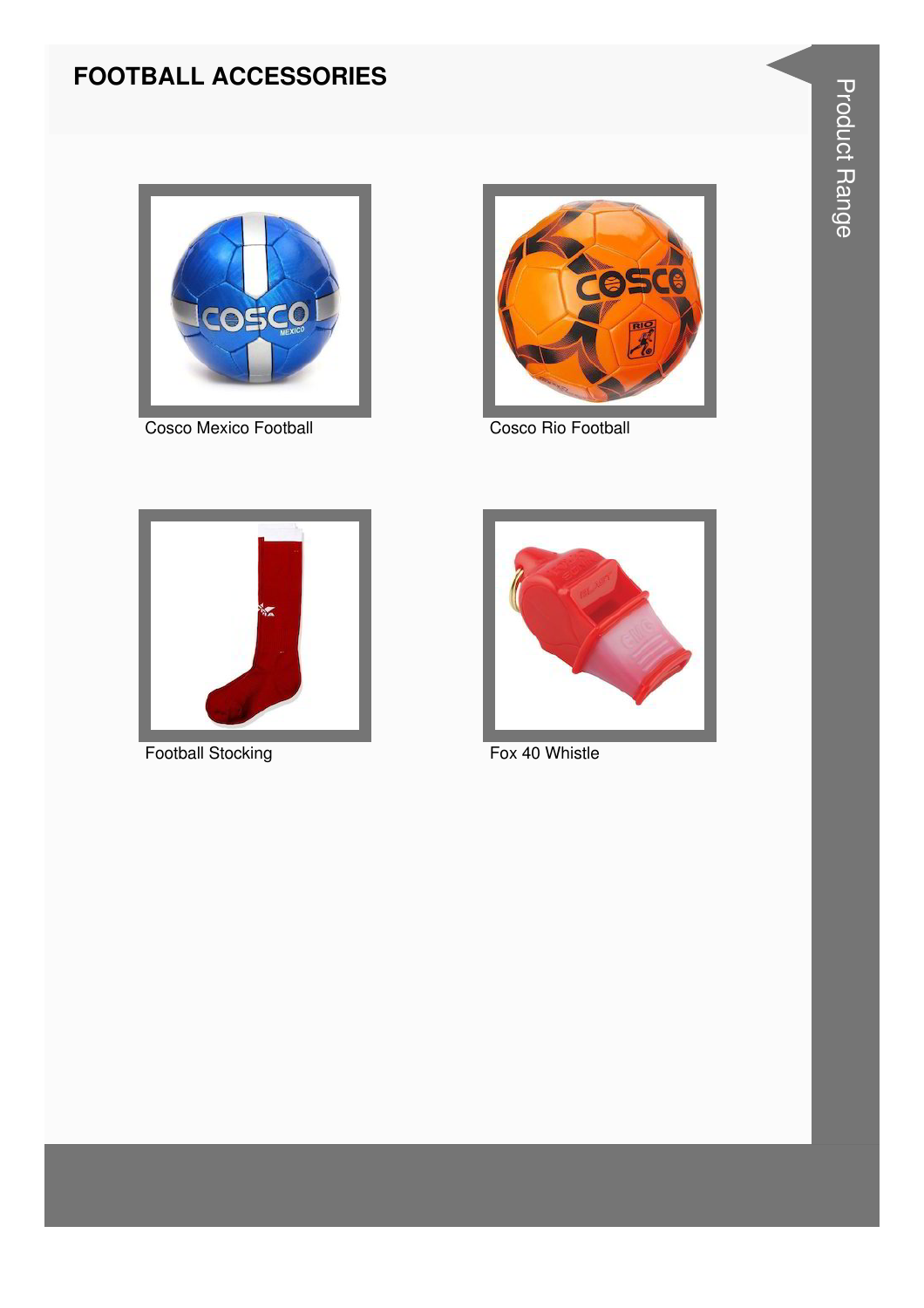# FOOTBALL ACCESSORIES

Cosco Mexico Football

Cosco Rio Football

Football Stocking

Fox 40 Whistle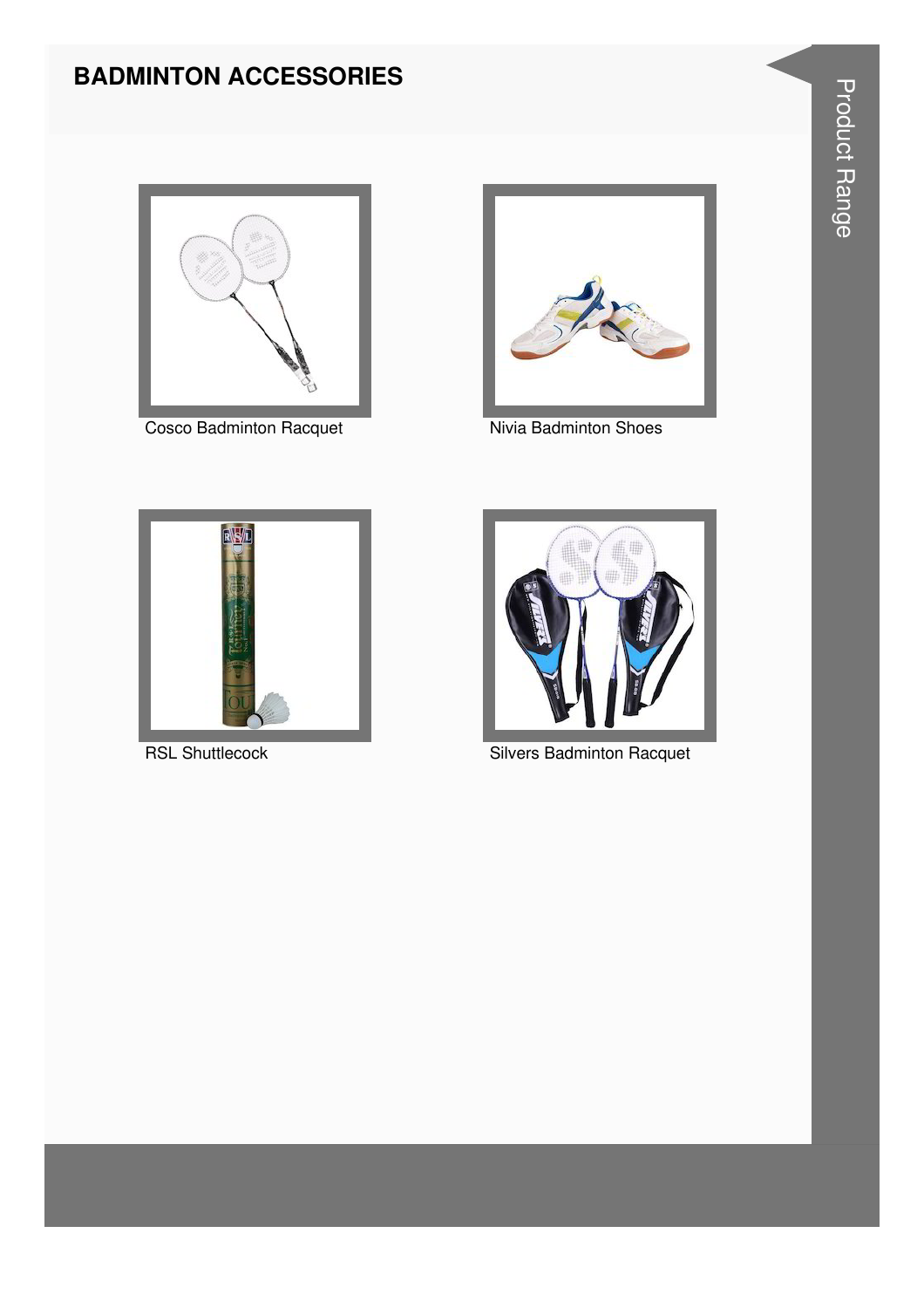# BADMINTON ACCESSORIES

Cosco Badminton Racquet

Nivia Badminton Shoes

RSL Shuttlecock

Silvers Badminton Racquet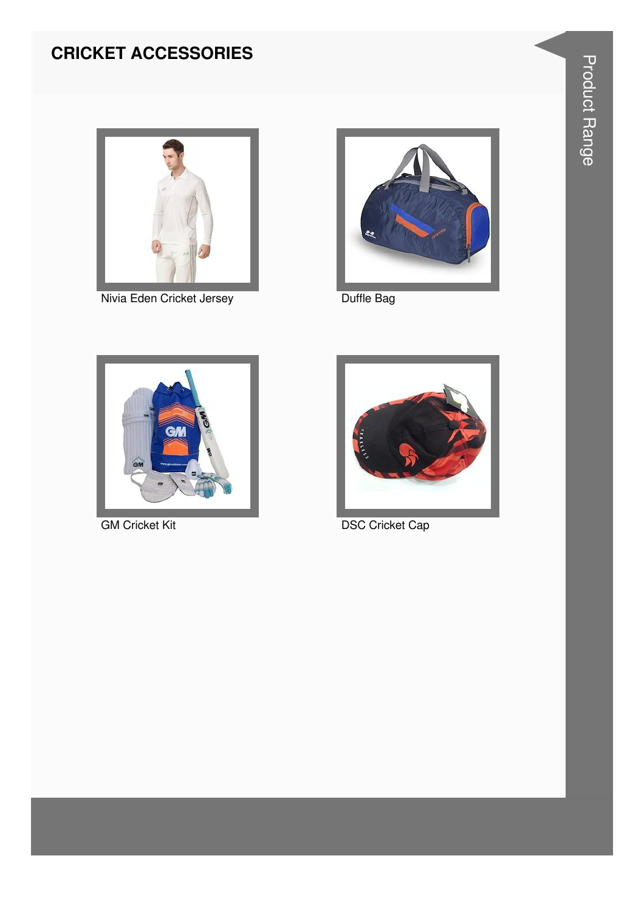## CRICKET ACCESSORIES

Nivia Eden Cricket Jersey

Duffle Bag

GM Cricket Kit

DSC Cricket Cap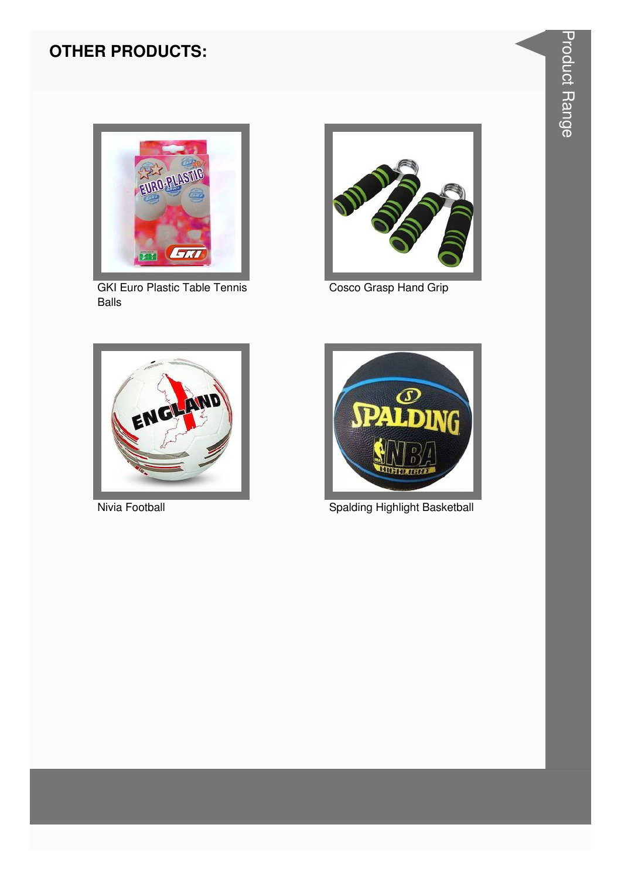## OTHER PRODUCTS:

GKI Euro Plastic Table Tennis Balls

Cosco Grasp Hand Grip

Nivia Football

Spalding Highlight Basketball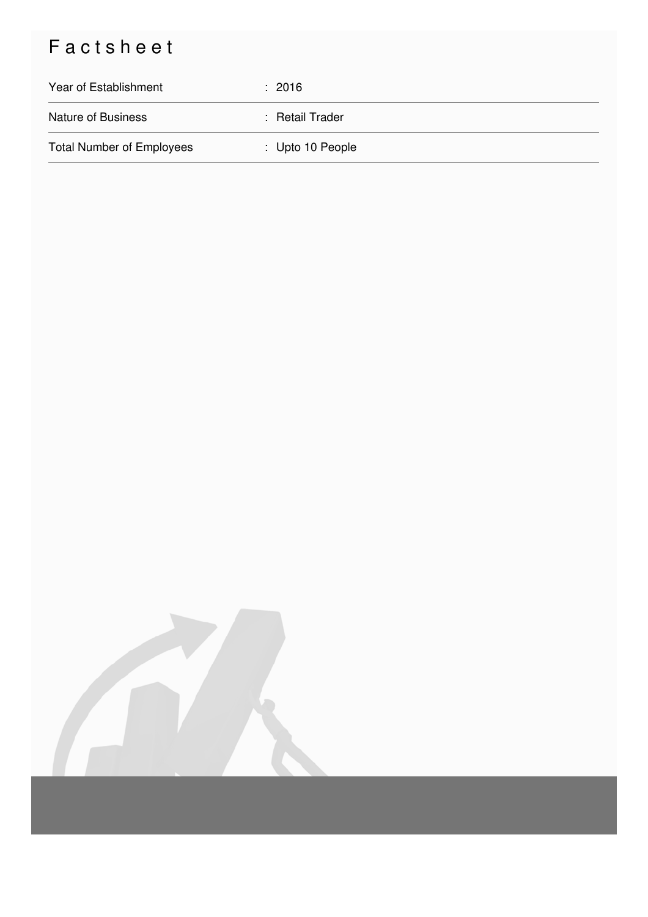# Factsheet

| | |
|---|---|
| Year of Establishment | : 2016 |
| Nature of Business | : Retail Trader |
| Total Number of Employees | : Upto 10 People |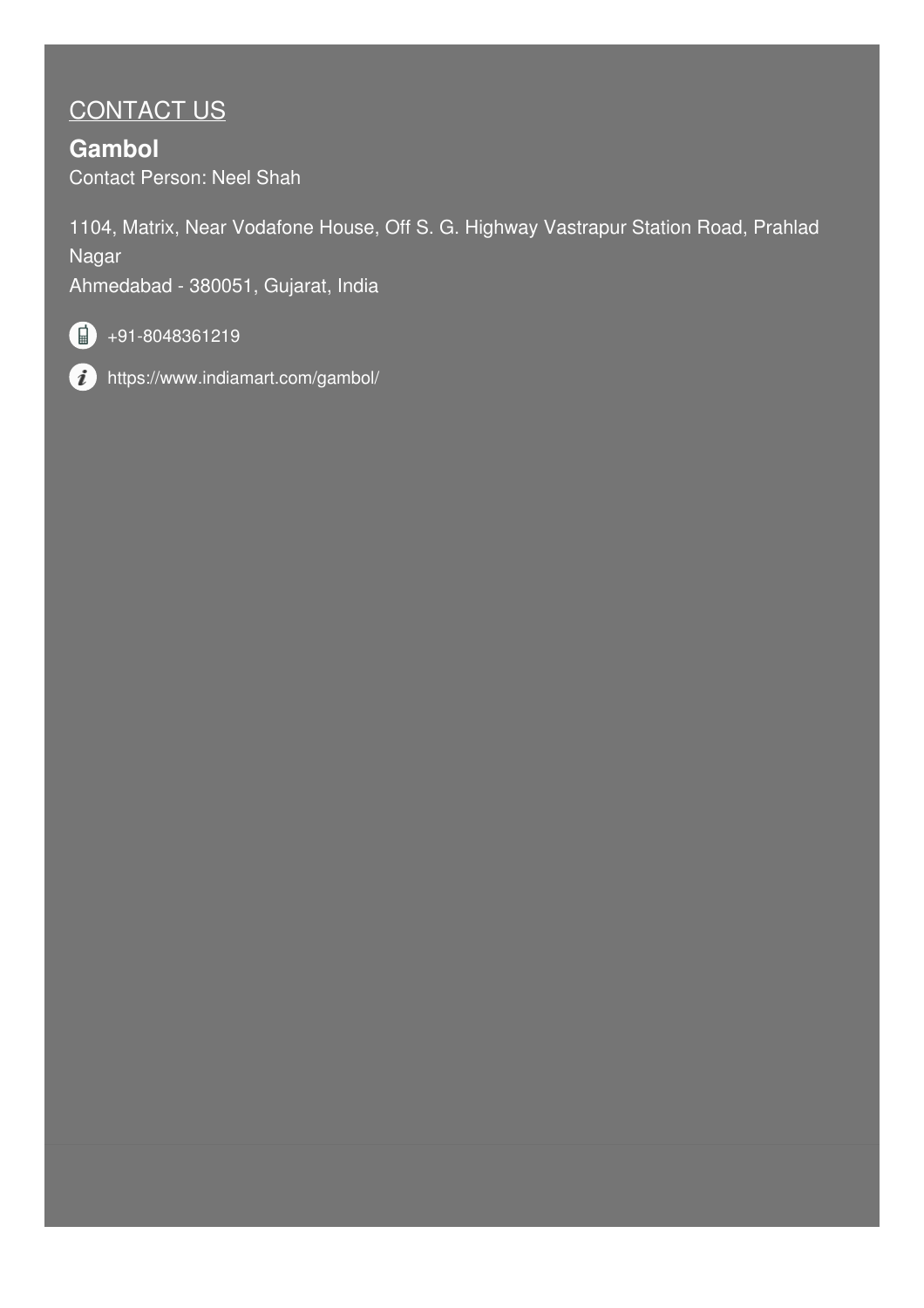## CONTACT US

### Gambol

Contact Person: Neel Shah

1104, Matrix, Near Vodafone House, Off S. G. Highway Vastrapur Station Road, Prahlad Nagar
Ahmedabad - 380051, Gujarat, India

+91-8048361219

https://www.indiamart.com/gambol/